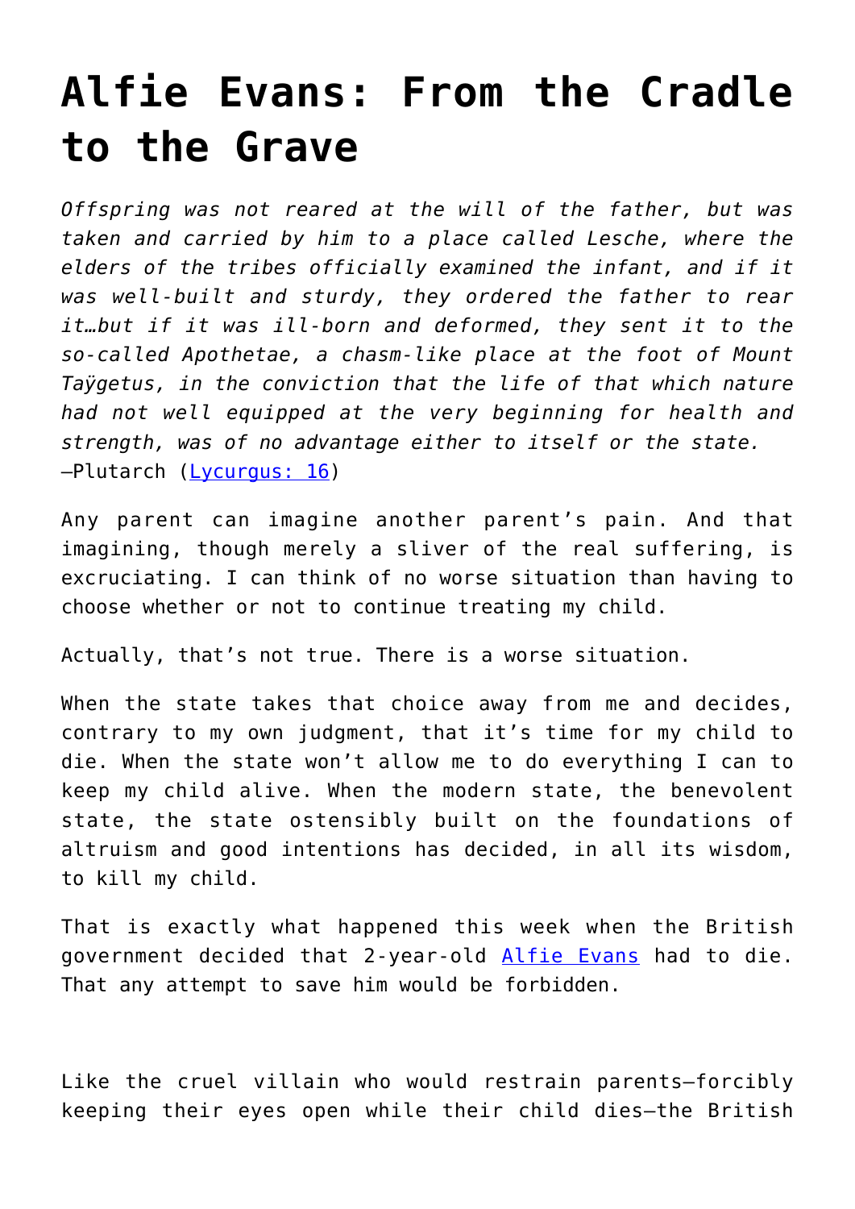# Alfie Evans: From the Cradle to the Grave

*Offspring was not reared at the will of the father, but was taken and carried by him to a place called Lesche, where the elders of the tribes officially examined the infant, and if it was well-built and sturdy, they ordered the father to rear it…but if it was ill-born and deformed, they sent it to the so-called Apothetae, a chasm-like place at the foot of Mount Taÿgetus, in the conviction that the life of that which nature had not well equipped at the very beginning for health and strength, was of no advantage either to itself or the state.*
—Plutarch (Lycurgus: 16)

Any parent can imagine another parent's pain. And that imagining, though merely a sliver of the real suffering, is excruciating. I can think of no worse situation than having to choose whether or not to continue treating my child.

Actually, that's not true. There is a worse situation.

When the state takes that choice away from me and decides, contrary to my own judgment, that it's time for my child to die. When the state won't allow me to do everything I can to keep my child alive. When the modern state, the benevolent state, the state ostensibly built on the foundations of altruism and good intentions has decided, in all its wisdom, to kill my child.

That is exactly what happened this week when the British government decided that 2-year-old Alfie Evans had to die. That any attempt to save him would be forbidden.

Like the cruel villain who would restrain parents—forcibly keeping their eyes open while their child dies—the British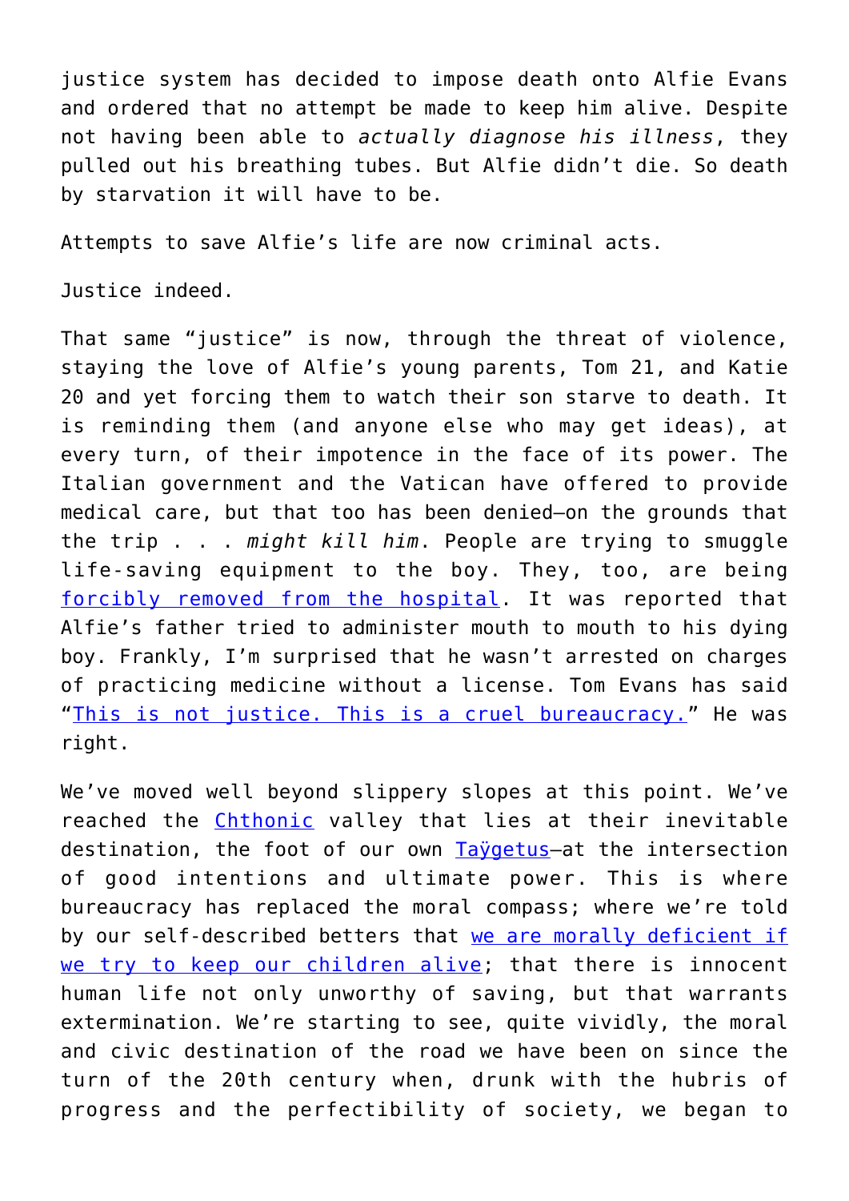justice system has decided to impose death onto Alfie Evans and ordered that no attempt be made to keep him alive. Despite not having been able to *actually diagnose his illness*, they pulled out his breathing tubes. But Alfie didn't die. So death by starvation it will have to be.

Attempts to save Alfie's life are now criminal acts.

Justice indeed.

That same "justice" is now, through the threat of violence, staying the love of Alfie's young parents, Tom 21, and Katie 20 and yet forcing them to watch their son starve to death. It is reminding them (and anyone else who may get ideas), at every turn, of their impotence in the face of its power. The Italian government and the Vatican have offered to provide medical care, but that too has been denied—on the grounds that the trip . . . *might kill him*. People are trying to smuggle life-saving equipment to the boy. They, too, are being forcibly removed from the hospital. It was reported that Alfie's father tried to administer mouth to mouth to his dying boy. Frankly, I'm surprised that he wasn't arrested on charges of practicing medicine without a license. Tom Evans has said "This is not justice. This is a cruel bureaucracy." He was right.

We've moved well beyond slippery slopes at this point. We've reached the Chthonic valley that lies at their inevitable destination, the foot of our own Taÿgetus—at the intersection of good intentions and ultimate power. This is where bureaucracy has replaced the moral compass; where we're told by our self-described betters that we are morally deficient if we try to keep our children alive; that there is innocent human life not only unworthy of saving, but that warrants extermination. We're starting to see, quite vividly, the moral and civic destination of the road we have been on since the turn of the 20th century when, drunk with the hubris of progress and the perfectibility of society, we began to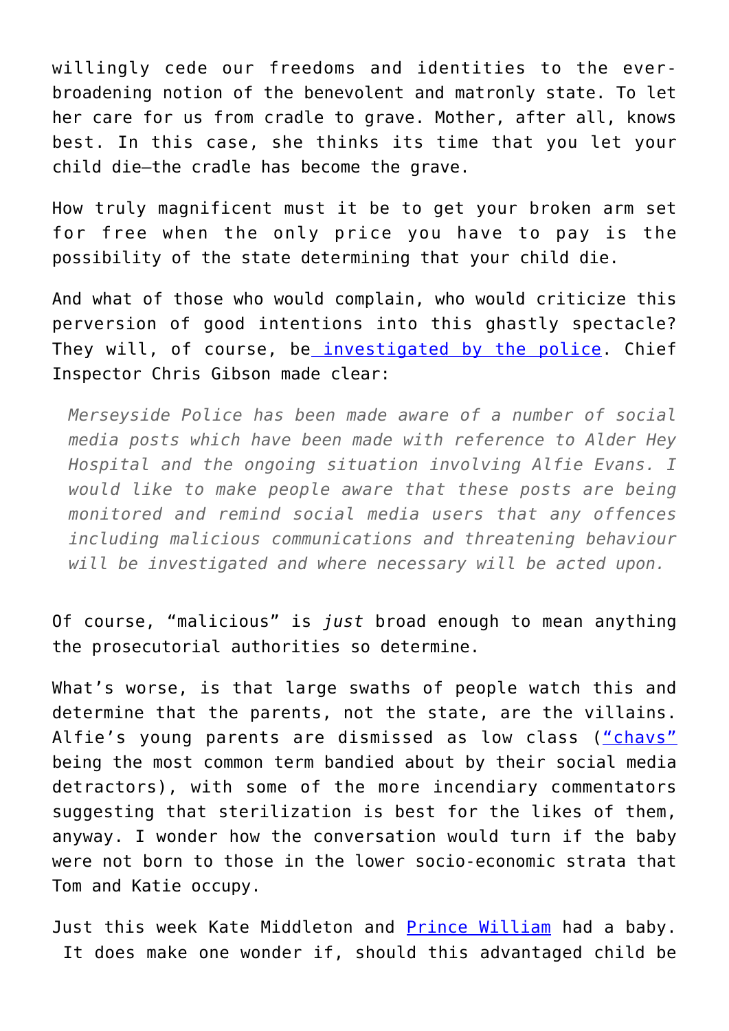willingly cede our freedoms and identities to the ever-broadening notion of the benevolent and matronly state. To let her care for us from cradle to grave. Mother, after all, knows best. In this case, she thinks its time that you let your child die—the cradle has become the grave.

How truly magnificent must it be to get your broken arm set for free when the only price you have to pay is the possibility of the state determining that your child die.

And what of those who would complain, who would criticize this perversion of good intentions into this ghastly spectacle? They will, of course, be investigated by the police. Chief Inspector Chris Gibson made clear:

> *Merseyside Police has been made aware of a number of social media posts which have been made with reference to Alder Hey Hospital and the ongoing situation involving Alfie Evans. I would like to make people aware that these posts are being monitored and remind social media users that any offences including malicious communications and threatening behaviour will be investigated and where necessary will be acted upon.*

Of course, "malicious" is *just* broad enough to mean anything the prosecutorial authorities so determine.

What's worse, is that large swaths of people watch this and determine that the parents, not the state, are the villains. Alfie's young parents are dismissed as low class ("chavs" being the most common term bandied about by their social media detractors), with some of the more incendiary commentators suggesting that sterilization is best for the likes of them, anyway. I wonder how the conversation would turn if the baby were not born to those in the lower socio-economic strata that Tom and Katie occupy.

Just this week Kate Middleton and Prince William had a baby. It does make one wonder if, should this advantaged child be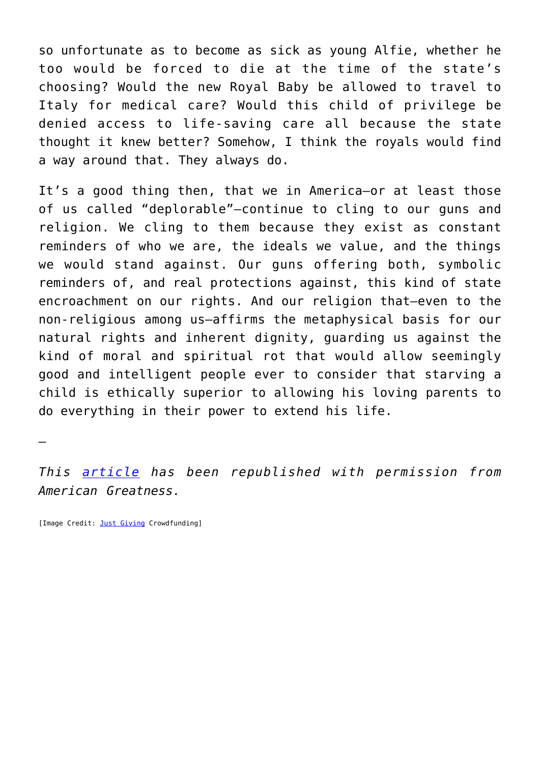so unfortunate as to become as sick as young Alfie, whether he too would be forced to die at the time of the state's choosing? Would the new Royal Baby be allowed to travel to Italy for medical care? Would this child of privilege be denied access to life-saving care all because the state thought it knew better? Somehow, I think the royals would find a way around that. They always do.

It's a good thing then, that we in America—or at least those of us called "deplorable"—continue to cling to our guns and religion. We cling to them because they exist as constant reminders of who we are, the ideals we value, and the things we would stand against. Our guns offering both, symbolic reminders of, and real protections against, this kind of state encroachment on our rights. And our religion that—even to the non-religious among us—affirms the metaphysical basis for our natural rights and inherent dignity, guarding us against the kind of moral and spiritual rot that would allow seemingly good and intelligent people ever to consider that starving a child is ethically superior to allowing his loving parents to do everything in their power to extend his life.

—

*This article has been republished with permission from American Greatness.*

[Image Credit: Just Giving Crowdfunding]